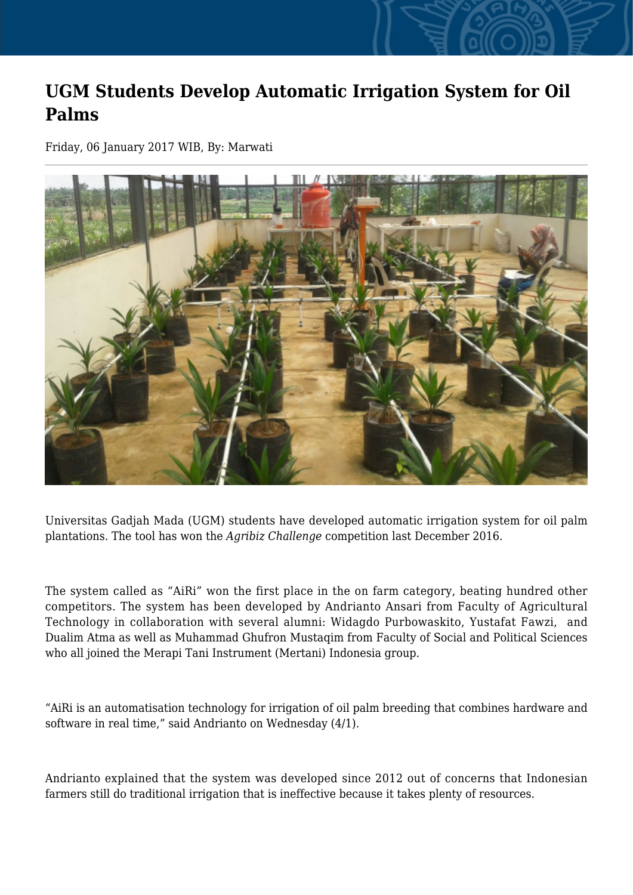# UGM Students Develop Automatic Irrigation System for Oil Palms

Friday, 06 January 2017 WIB, By: Marwati

Universitas Gadjah Mada (UGM) students have developed automatic irrigation system for oil palm plantations. The tool has won the *Agribiz Challenge* competition last December 2016.

The system called as "AiRi" won the first place in the on farm category, beating hundred other competitors. The system has been developed by Andrianto Ansari from Faculty of Agricultural Technology in collaboration with several alumni: Widagdo Purbowaskito, Yustafat Fawzi, and Dualim Atma as well as Muhammad Ghufron Mustaqim from Faculty of Social and Political Sciences who all joined the Merapi Tani Instrument (Mertani) Indonesia group.

"AiRi is an automatisation technology for irrigation of oil palm breeding that combines hardware and software in real time," said Andrianto on Wednesday (4/1).

Andrianto explained that the system was developed since 2012 out of concerns that Indonesian farmers still do traditional irrigation that is ineffective because it takes plenty of resources.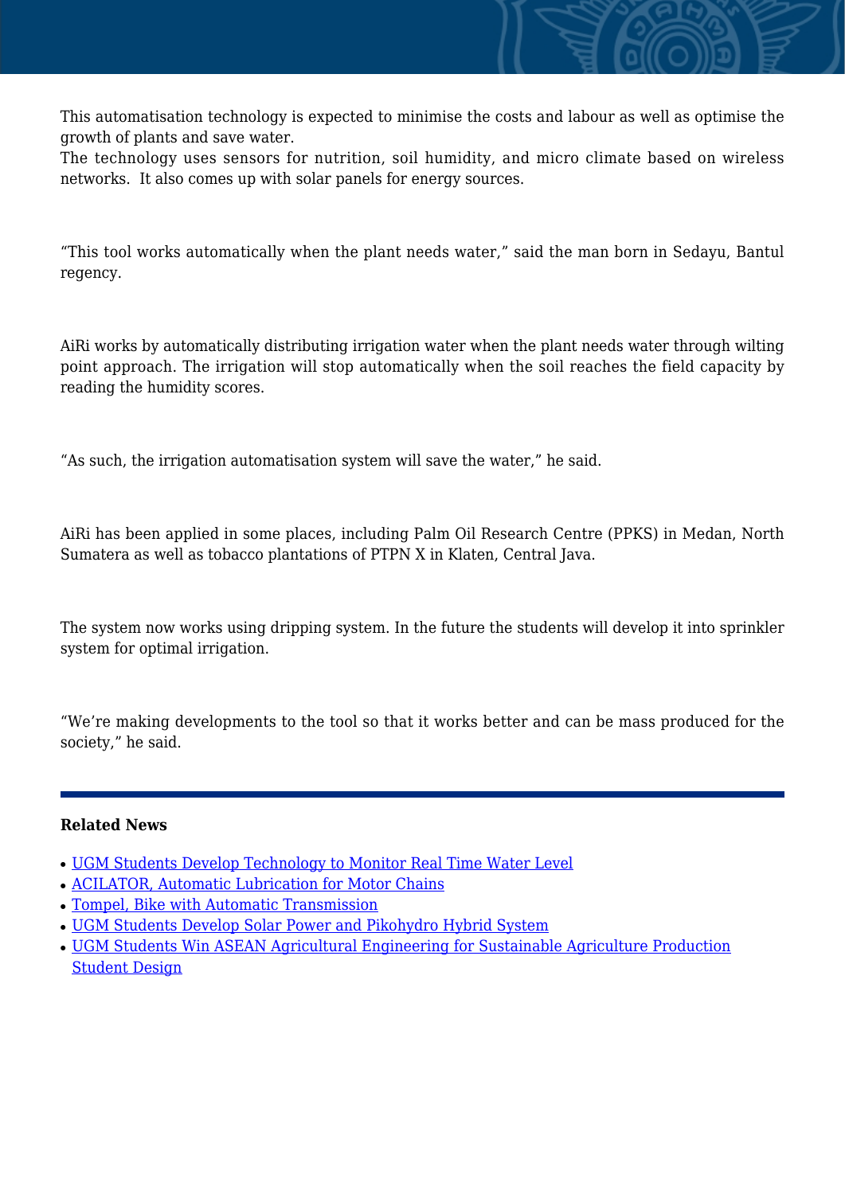This automatisation technology is expected to minimise the costs and labour as well as optimise the growth of plants and save water.
The technology uses sensors for nutrition, soil humidity, and micro climate based on wireless networks.  It also comes up with solar panels for energy sources.

"This tool works automatically when the plant needs water," said the man born in Sedayu, Bantul regency.

AiRi works by automatically distributing irrigation water when the plant needs water through wilting point approach. The irrigation will stop automatically when the soil reaches the field capacity by reading the humidity scores.

"As such, the irrigation automatisation system will save the water," he said.

AiRi has been applied in some places, including Palm Oil Research Centre (PPKS) in Medan, North Sumatera as well as tobacco plantations of PTPN X in Klaten, Central Java.

The system now works using dripping system. In the future the students will develop it into sprinkler system for optimal irrigation.

"We're making developments to the tool so that it works better and can be mass produced for the society," he said.

**Related News**

- UGM Students Develop Technology to Monitor Real Time Water Level
- ACILATOR, Automatic Lubrication for Motor Chains
- Tompel, Bike with Automatic Transmission
- UGM Students Develop Solar Power and Pikohydro Hybrid System
- UGM Students Win ASEAN Agricultural Engineering for Sustainable Agriculture Production Student Design